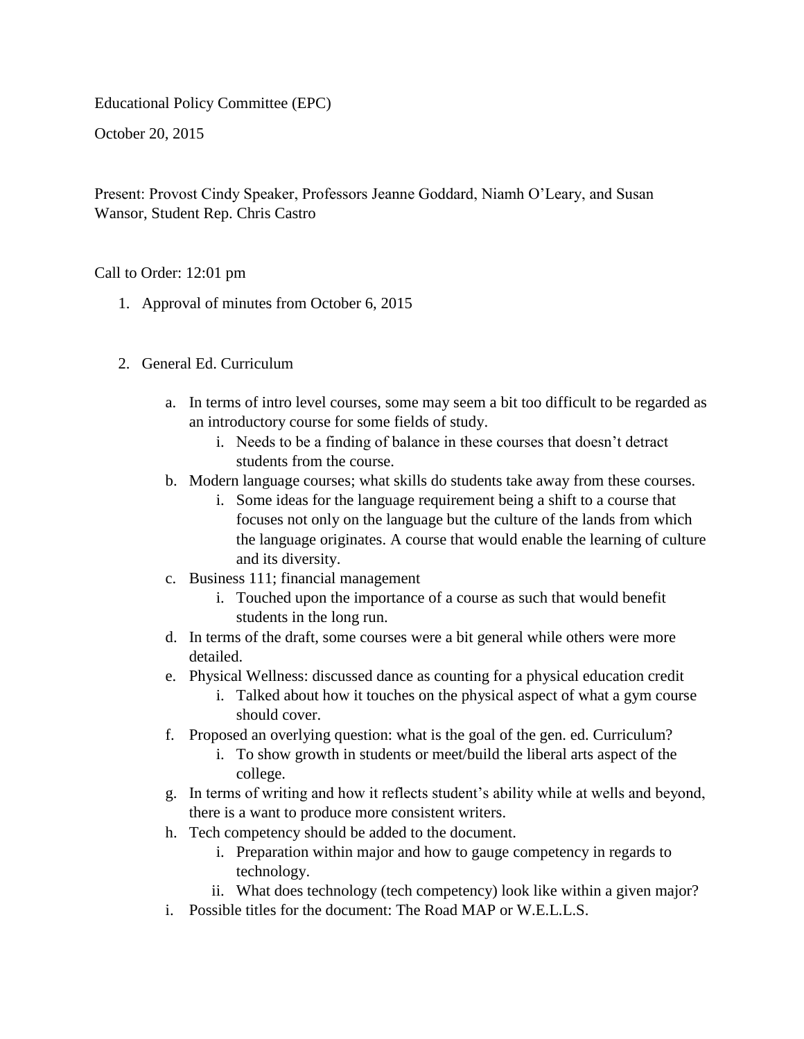Educational Policy Committee (EPC)

October 20, 2015

Present: Provost Cindy Speaker, Professors Jeanne Goddard, Niamh O'Leary, and Susan Wansor, Student Rep. Chris Castro

Call to Order: 12:01 pm

1. Approval of minutes from October 6, 2015

2. General Ed. Curriculum
   a. In terms of intro level courses, some may seem a bit too difficult to be regarded as an introductory course for some fields of study.
      i. Needs to be a finding of balance in these courses that doesn't detract students from the course.
   b. Modern language courses; what skills do students take away from these courses.
      i. Some ideas for the language requirement being a shift to a course that focuses not only on the language but the culture of the lands from which the language originates. A course that would enable the learning of culture and its diversity.
   c. Business 111; financial management
      i. Touched upon the importance of a course as such that would benefit students in the long run.
   d. In terms of the draft, some courses were a bit general while others were more detailed.
   e. Physical Wellness: discussed dance as counting for a physical education credit
      i. Talked about how it touches on the physical aspect of what a gym course should cover.
   f. Proposed an overlying question: what is the goal of the gen. ed. Curriculum?
      i. To show growth in students or meet/build the liberal arts aspect of the college.
   g. In terms of writing and how it reflects student's ability while at wells and beyond, there is a want to produce more consistent writers.
   h. Tech competency should be added to the document.
      i. Preparation within major and how to gauge competency in regards to technology.
      ii. What does technology (tech competency) look like within a given major?
   i. Possible titles for the document: The Road MAP or W.E.L.L.S.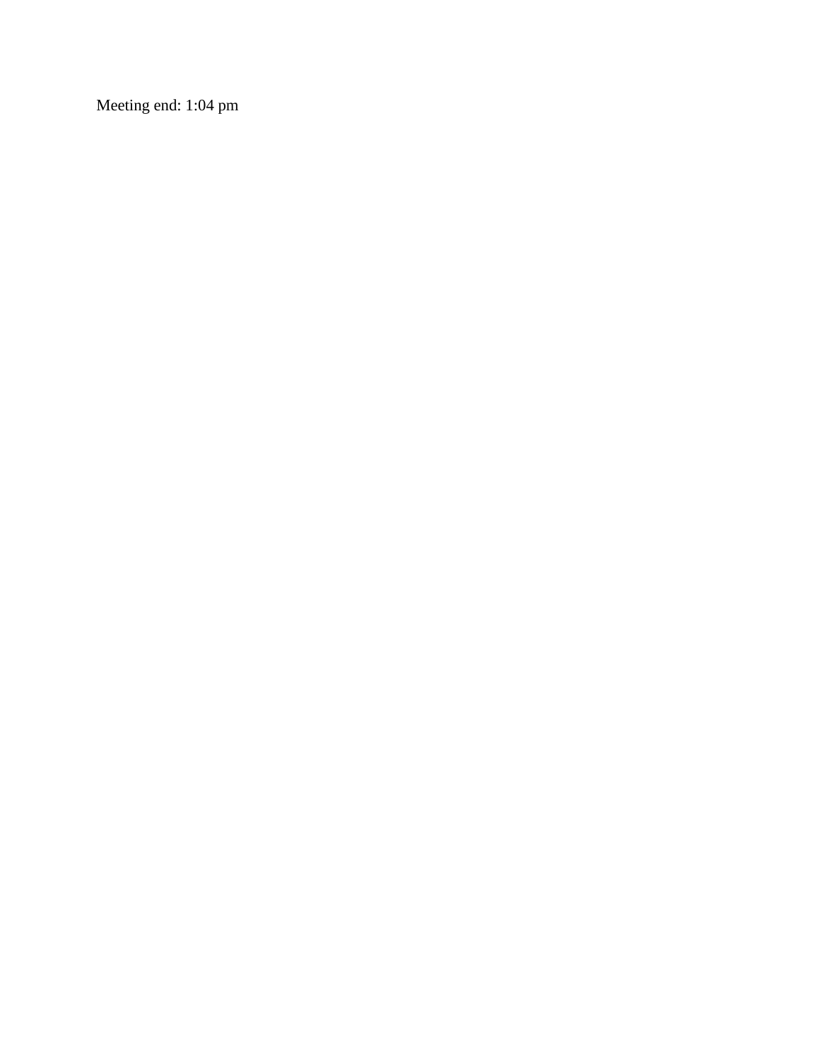Meeting end: 1:04 pm